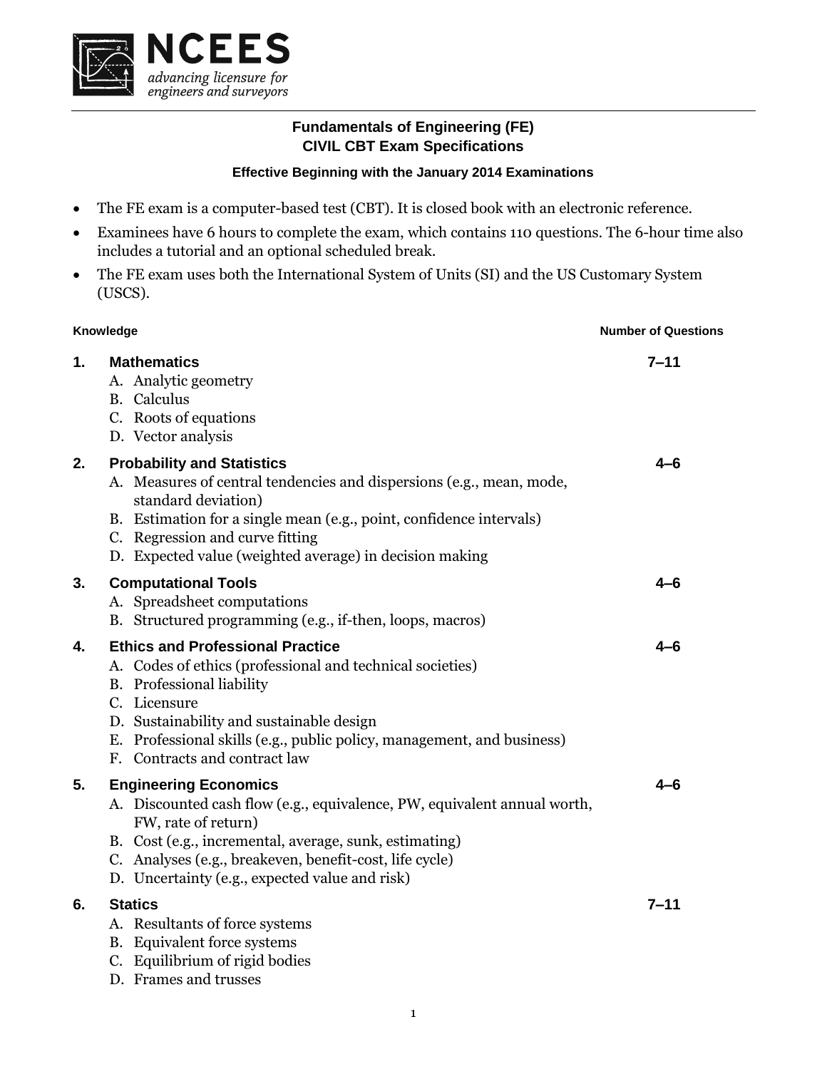NCEES

*advancing licensure for engineers and surveyors*

# Fundamentals of Engineering (FE)
# CIVIL CBT Exam Specifications

### Effective Beginning with the January 2014 Examinations

- The FE exam is a computer-based test (CBT). It is closed book with an electronic reference.
- Examinees have 6 hours to complete the exam, which contains 110 questions. The 6-hour time also includes a tutorial and an optional scheduled break.
- The FE exam uses both the International System of Units (SI) and the US Customary System (USCS).

| Knowledge | Number of Questions |
|---|---|
| **1. Mathematics**<br>A. Analytic geometry<br>B. Calculus<br>C. Roots of equations<br>D. Vector analysis | 7–11 |
| **2. Probability and Statistics**<br>A. Measures of central tendencies and dispersions (e.g., mean, mode, standard deviation)<br>B. Estimation for a single mean (e.g., point, confidence intervals)<br>C. Regression and curve fitting<br>D. Expected value (weighted average) in decision making | 4–6 |
| **3. Computational Tools**<br>A. Spreadsheet computations<br>B. Structured programming (e.g., if-then, loops, macros) | 4–6 |
| **4. Ethics and Professional Practice**<br>A. Codes of ethics (professional and technical societies)<br>B. Professional liability<br>C. Licensure<br>D. Sustainability and sustainable design<br>E. Professional skills (e.g., public policy, management, and business)<br>F. Contracts and contract law | 4–6 |
| **5. Engineering Economics**<br>A. Discounted cash flow (e.g., equivalence, PW, equivalent annual worth, FW, rate of return)<br>B. Cost (e.g., incremental, average, sunk, estimating)<br>C. Analyses (e.g., breakeven, benefit-cost, life cycle)<br>D. Uncertainty (e.g., expected value and risk) | 4–6 |
| **6. Statics**<br>A. Resultants of force systems<br>B. Equivalent force systems<br>C. Equilibrium of rigid bodies<br>D. Frames and trusses | 7–11 |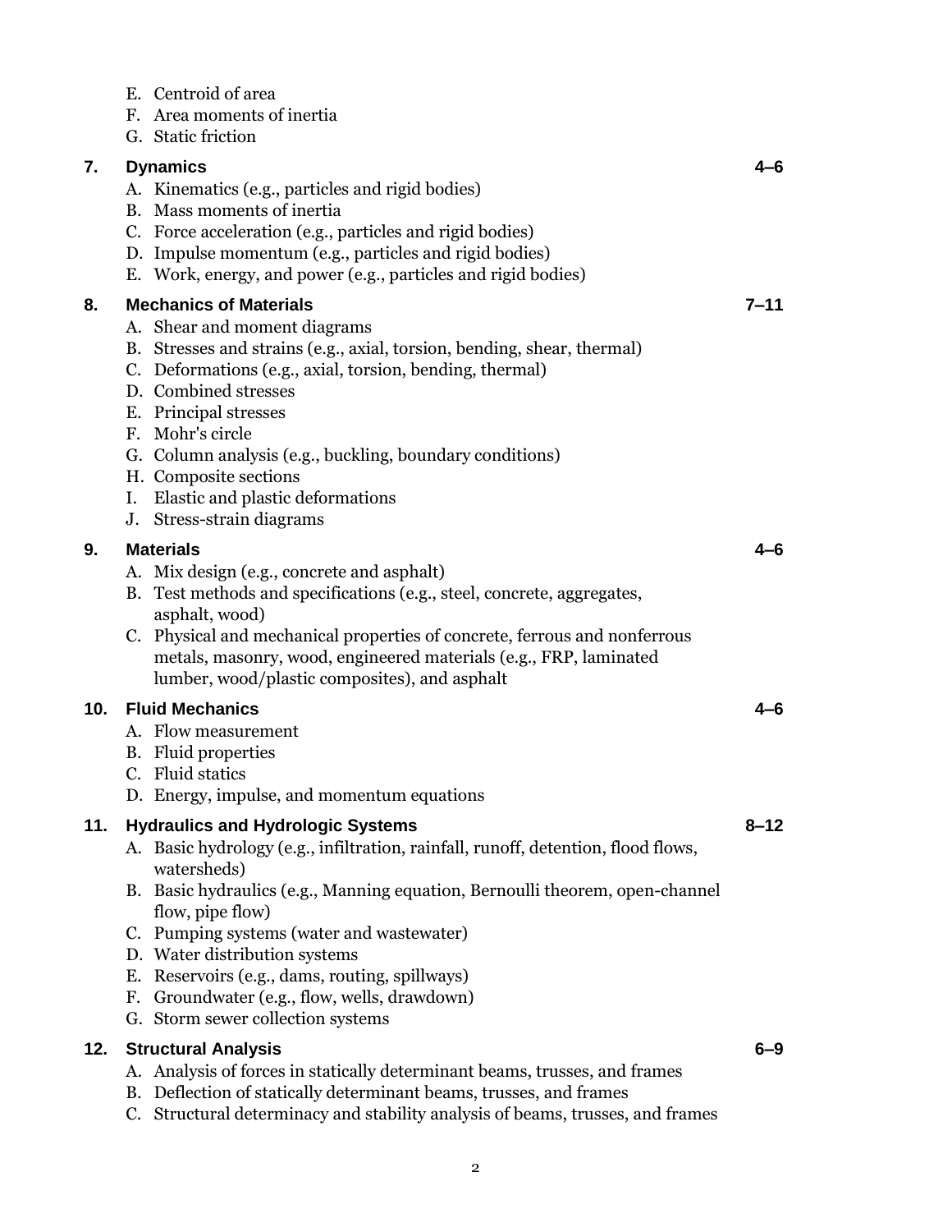- E. Centroid of area
- F. Area moments of inertia
- G. Static friction

**7. Dynamics** **4–6**

- A. Kinematics (e.g., particles and rigid bodies)
- B. Mass moments of inertia
- C. Force acceleration (e.g., particles and rigid bodies)
- D. Impulse momentum (e.g., particles and rigid bodies)
- E. Work, energy, and power (e.g., particles and rigid bodies)

**8. Mechanics of Materials** **7–11**

- A. Shear and moment diagrams
- B. Stresses and strains (e.g., axial, torsion, bending, shear, thermal)
- C. Deformations (e.g., axial, torsion, bending, thermal)
- D. Combined stresses
- E. Principal stresses
- F. Mohr's circle
- G. Column analysis (e.g., buckling, boundary conditions)
- H. Composite sections
- I. Elastic and plastic deformations
- J. Stress-strain diagrams

**9. Materials** **4–6**

- A. Mix design (e.g., concrete and asphalt)
- B. Test methods and specifications (e.g., steel, concrete, aggregates, asphalt, wood)
- C. Physical and mechanical properties of concrete, ferrous and nonferrous metals, masonry, wood, engineered materials (e.g., FRP, laminated lumber, wood/plastic composites), and asphalt

**10. Fluid Mechanics** **4–6**

- A. Flow measurement
- B. Fluid properties
- C. Fluid statics
- D. Energy, impulse, and momentum equations

**11. Hydraulics and Hydrologic Systems** **8–12**

- A. Basic hydrology (e.g., infiltration, rainfall, runoff, detention, flood flows, watersheds)
- B. Basic hydraulics (e.g., Manning equation, Bernoulli theorem, open-channel flow, pipe flow)
- C. Pumping systems (water and wastewater)
- D. Water distribution systems
- E. Reservoirs (e.g., dams, routing, spillways)
- F. Groundwater (e.g., flow, wells, drawdown)
- G. Storm sewer collection systems

**12. Structural Analysis** **6–9**

- A. Analysis of forces in statically determinant beams, trusses, and frames
- B. Deflection of statically determinant beams, trusses, and frames
- C. Structural determinacy and stability analysis of beams, trusses, and frames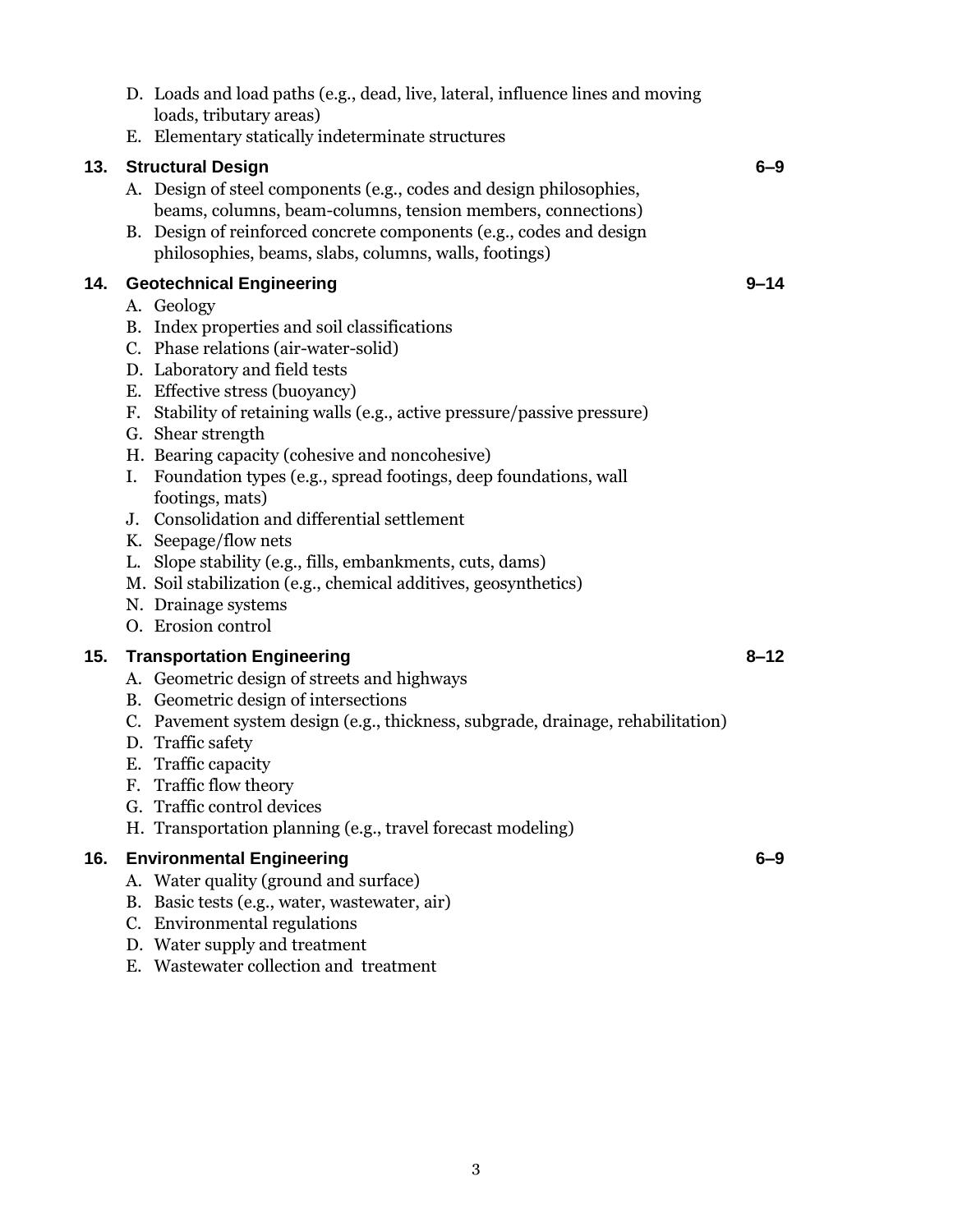D. Loads and load paths (e.g., dead, live, lateral, influence lines and moving loads, tributary areas)
E. Elementary statically indeterminate structures

**13. Structural Design** **6–9**

A. Design of steel components (e.g., codes and design philosophies, beams, columns, beam-columns, tension members, connections)
B. Design of reinforced concrete components (e.g., codes and design philosophies, beams, slabs, columns, walls, footings)

**14. Geotechnical Engineering** **9–14**

A. Geology
B. Index properties and soil classifications
C. Phase relations (air-water-solid)
D. Laboratory and field tests
E. Effective stress (buoyancy)
F. Stability of retaining walls (e.g., active pressure/passive pressure)
G. Shear strength
H. Bearing capacity (cohesive and noncohesive)
I. Foundation types (e.g., spread footings, deep foundations, wall footings, mats)
J. Consolidation and differential settlement
K. Seepage/flow nets
L. Slope stability (e.g., fills, embankments, cuts, dams)
M. Soil stabilization (e.g., chemical additives, geosynthetics)
N. Drainage systems
O. Erosion control

**15. Transportation Engineering** **8–12**

A. Geometric design of streets and highways
B. Geometric design of intersections
C. Pavement system design (e.g., thickness, subgrade, drainage, rehabilitation)
D. Traffic safety
E. Traffic capacity
F. Traffic flow theory
G. Traffic control devices
H. Transportation planning (e.g., travel forecast modeling)

**16. Environmental Engineering** **6–9**

A. Water quality (ground and surface)
B. Basic tests (e.g., water, wastewater, air)
C. Environmental regulations
D. Water supply and treatment
E. Wastewater collection and treatment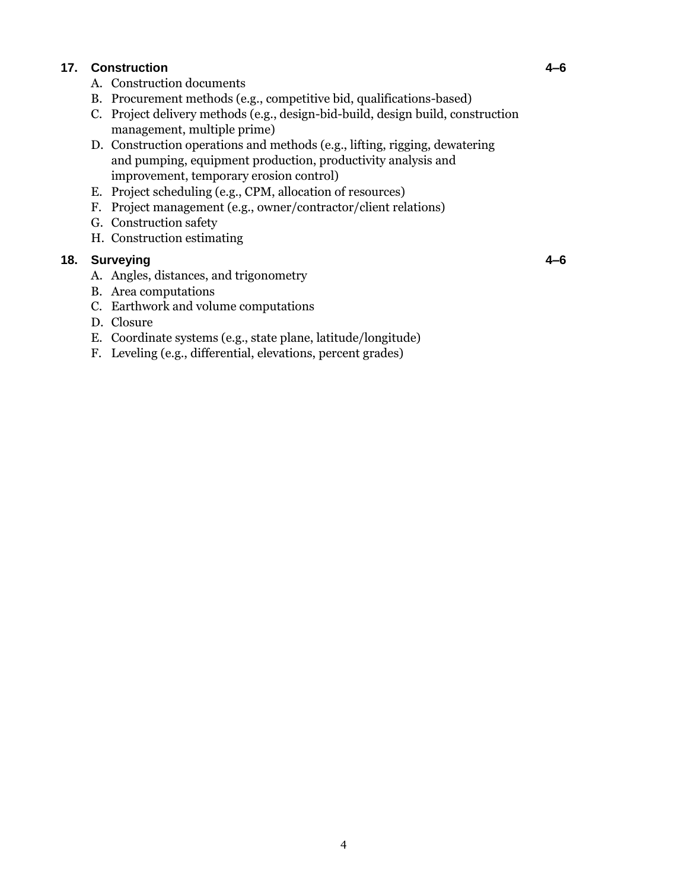**17. Construction** **4–6**

A. Construction documents
B. Procurement methods (e.g., competitive bid, qualifications-based)
C. Project delivery methods (e.g., design-bid-build, design build, construction management, multiple prime)
D. Construction operations and methods (e.g., lifting, rigging, dewatering and pumping, equipment production, productivity analysis and improvement, temporary erosion control)
E. Project scheduling (e.g., CPM, allocation of resources)
F. Project management (e.g., owner/contractor/client relations)
G. Construction safety
H. Construction estimating

**18. Surveying** **4–6**

A. Angles, distances, and trigonometry
B. Area computations
C. Earthwork and volume computations
D. Closure
E. Coordinate systems (e.g., state plane, latitude/longitude)
F. Leveling (e.g., differential, elevations, percent grades)